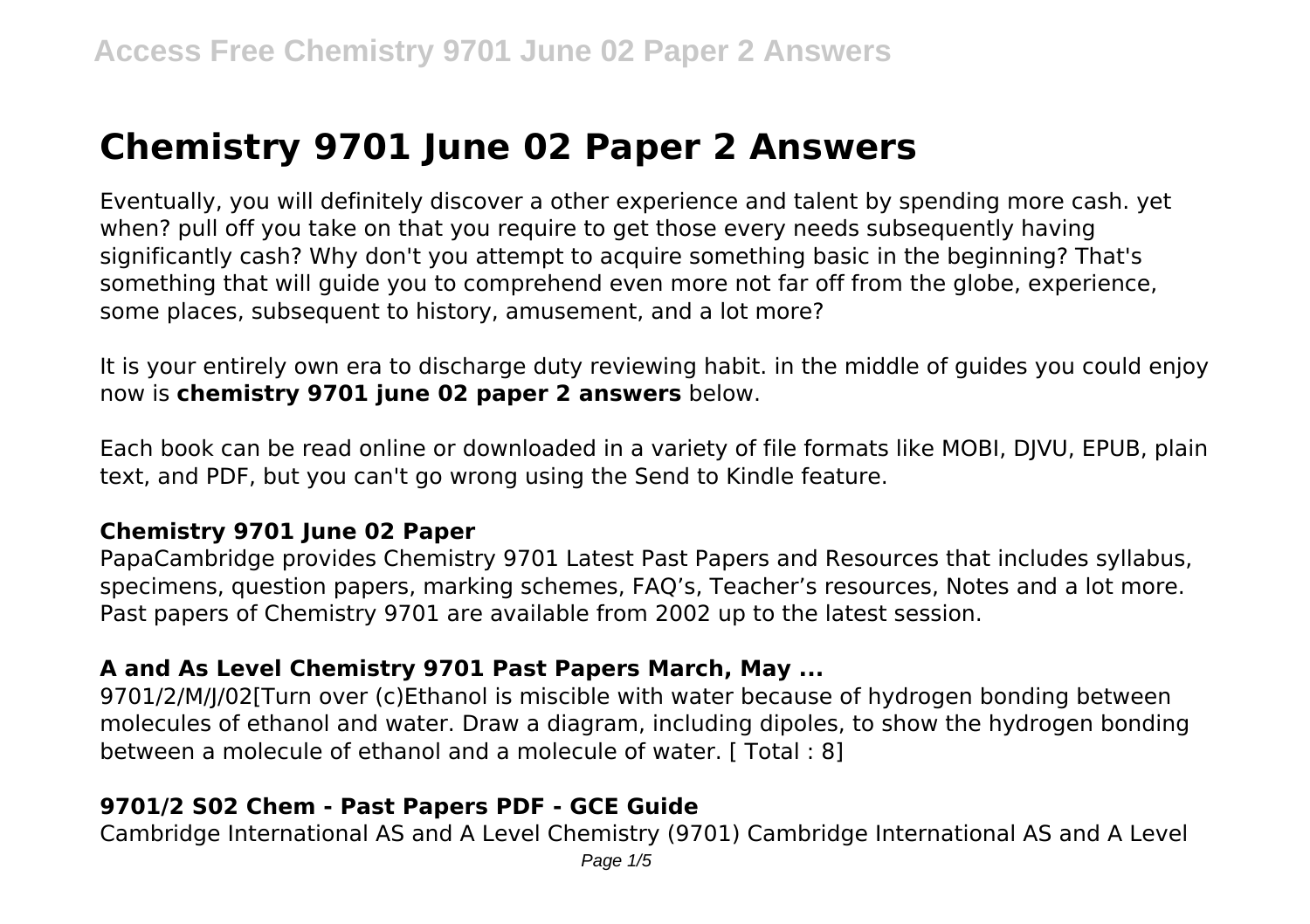# Chemistry 9701 June 02 Paper 2 Answers

Eventually, you will definitely discover a other experience and talent by spending more cash. yet when? pull off you take on that you require to get those every needs subsequently having significantly cash? Why don't you attempt to acquire something basic in the beginning? That's something that will guide you to comprehend even more not far off from the globe, experience, some places, subsequent to history, amusement, and a lot more?

It is your entirely own era to discharge duty reviewing habit. in the middle of guides you could enjoy now is **chemistry 9701 june 02 paper 2 answers** below.

Each book can be read online or downloaded in a variety of file formats like MOBI, DJVU, EPUB, plain text, and PDF, but you can't go wrong using the Send to Kindle feature.

### Chemistry 9701 June 02 Paper

PapaCambridge provides Chemistry 9701 Latest Past Papers and Resources that includes syllabus, specimens, question papers, marking schemes, FAQ's, Teacher's resources, Notes and a lot more. Past papers of Chemistry 9701 are available from 2002 up to the latest session.

### A and As Level Chemistry 9701 Past Papers March, May ...

9701/2/M/J/02[Turn over (c)Ethanol is miscible with water because of hydrogen bonding between molecules of ethanol and water. Draw a diagram, including dipoles, to show the hydrogen bonding between a molecule of ethanol and a molecule of water. [ Total : 8]

### 9701/2 S02 Chem - Past Papers PDF - GCE Guide

Cambridge International AS and A Level Chemistry (9701) Cambridge International AS and A Level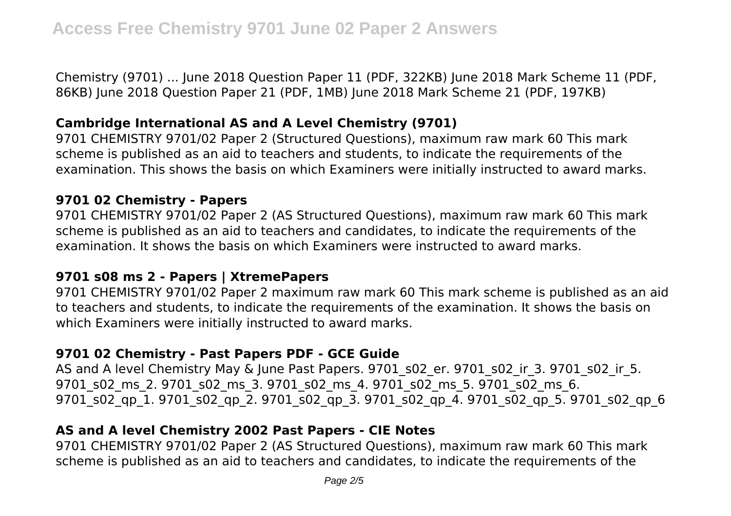Chemistry (9701) ... June 2018 Question Paper 11 (PDF, 322KB) June 2018 Mark Scheme 11 (PDF, 86KB) June 2018 Question Paper 21 (PDF, 1MB) June 2018 Mark Scheme 21 (PDF, 197KB)

### **Cambridge International AS and A Level Chemistry (9701)**

9701 CHEMISTRY 9701/02 Paper 2 (Structured Questions), maximum raw mark 60 This mark scheme is published as an aid to teachers and students, to indicate the requirements of the examination. This shows the basis on which Examiners were initially instructed to award marks.

### **9701 02 Chemistry - Papers**

9701 CHEMISTRY 9701/02 Paper 2 (AS Structured Questions), maximum raw mark 60 This mark scheme is published as an aid to teachers and candidates, to indicate the requirements of the examination. It shows the basis on which Examiners were instructed to award marks.

### **9701 s08 ms 2 - Papers | XtremePapers**

9701 CHEMISTRY 9701/02 Paper 2 maximum raw mark 60 This mark scheme is published as an aid to teachers and students, to indicate the requirements of the examination. It shows the basis on which Examiners were initially instructed to award marks.

### **9701 02 Chemistry - Past Papers PDF - GCE Guide**

AS and A level Chemistry May & June Past Papers. 9701_s02_er. 9701_s02_ir_3. 9701_s02_ir_5. 9701_s02_ms_2. 9701_s02_ms_3. 9701_s02_ms_4. 9701_s02_ms_5. 9701_s02_ms_6. 9701_s02_qp_1. 9701_s02_qp_2. 9701_s02_qp_3. 9701_s02_qp_4. 9701_s02_qp_5. 9701_s02_qp_6

### **AS and A level Chemistry 2002 Past Papers - CIE Notes**

9701 CHEMISTRY 9701/02 Paper 2 (AS Structured Questions), maximum raw mark 60 This mark scheme is published as an aid to teachers and candidates, to indicate the requirements of the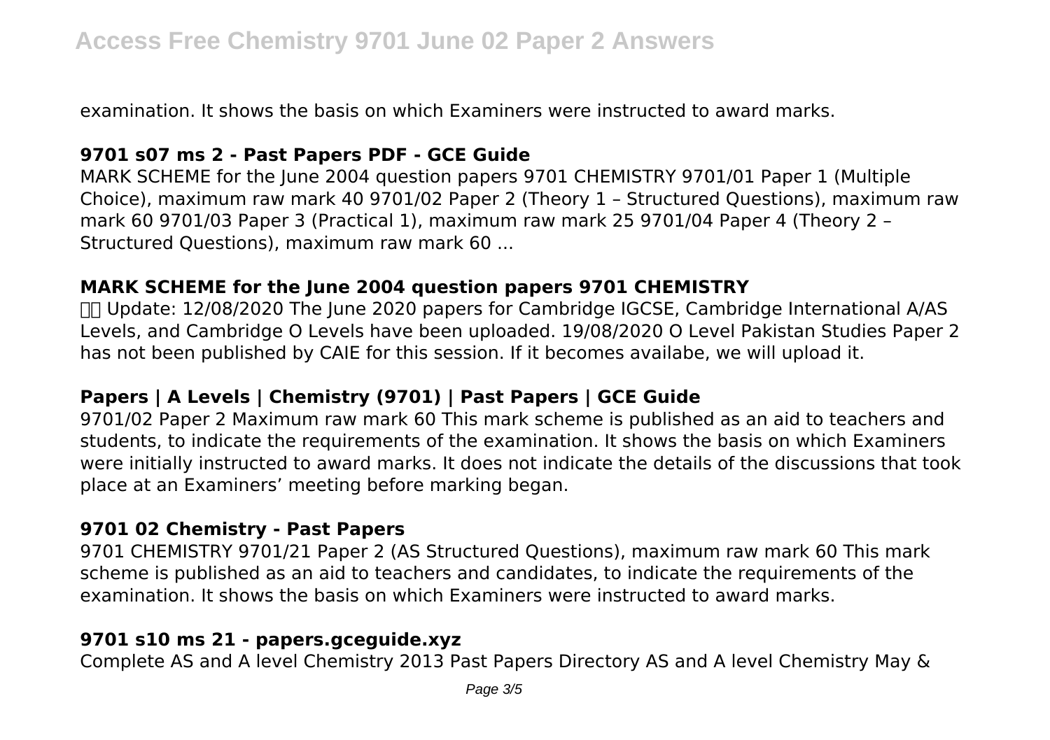examination. It shows the basis on which Examiners were instructed to award marks.

### 9701 s07 ms 2 - Past Papers PDF - GCE Guide

MARK SCHEME for the June 2004 question papers 9701 CHEMISTRY 9701/01 Paper 1 (Multiple Choice), maximum raw mark 40 9701/02 Paper 2 (Theory 1 – Structured Questions), maximum raw mark 60 9701/03 Paper 3 (Practical 1), maximum raw mark 25 9701/04 Paper 4 (Theory 2 – Structured Questions), maximum raw mark 60 ...

### MARK SCHEME for the June 2004 question papers 9701 CHEMISTRY

Update: 12/08/2020 The June 2020 papers for Cambridge IGCSE, Cambridge International A/AS Levels, and Cambridge O Levels have been uploaded. 19/08/2020 O Level Pakistan Studies Paper 2 has not been published by CAIE for this session. If it becomes availabe, we will upload it.

### Papers | A Levels | Chemistry (9701) | Past Papers | GCE Guide

9701/02 Paper 2 Maximum raw mark 60 This mark scheme is published as an aid to teachers and students, to indicate the requirements of the examination. It shows the basis on which Examiners were initially instructed to award marks. It does not indicate the details of the discussions that took place at an Examiners' meeting before marking began.

### 9701 02 Chemistry - Past Papers

9701 CHEMISTRY 9701/21 Paper 2 (AS Structured Questions), maximum raw mark 60 This mark scheme is published as an aid to teachers and candidates, to indicate the requirements of the examination. It shows the basis on which Examiners were instructed to award marks.

### 9701 s10 ms 21 - papers.gceguide.xyz

Complete AS and A level Chemistry 2013 Past Papers Directory AS and A level Chemistry May &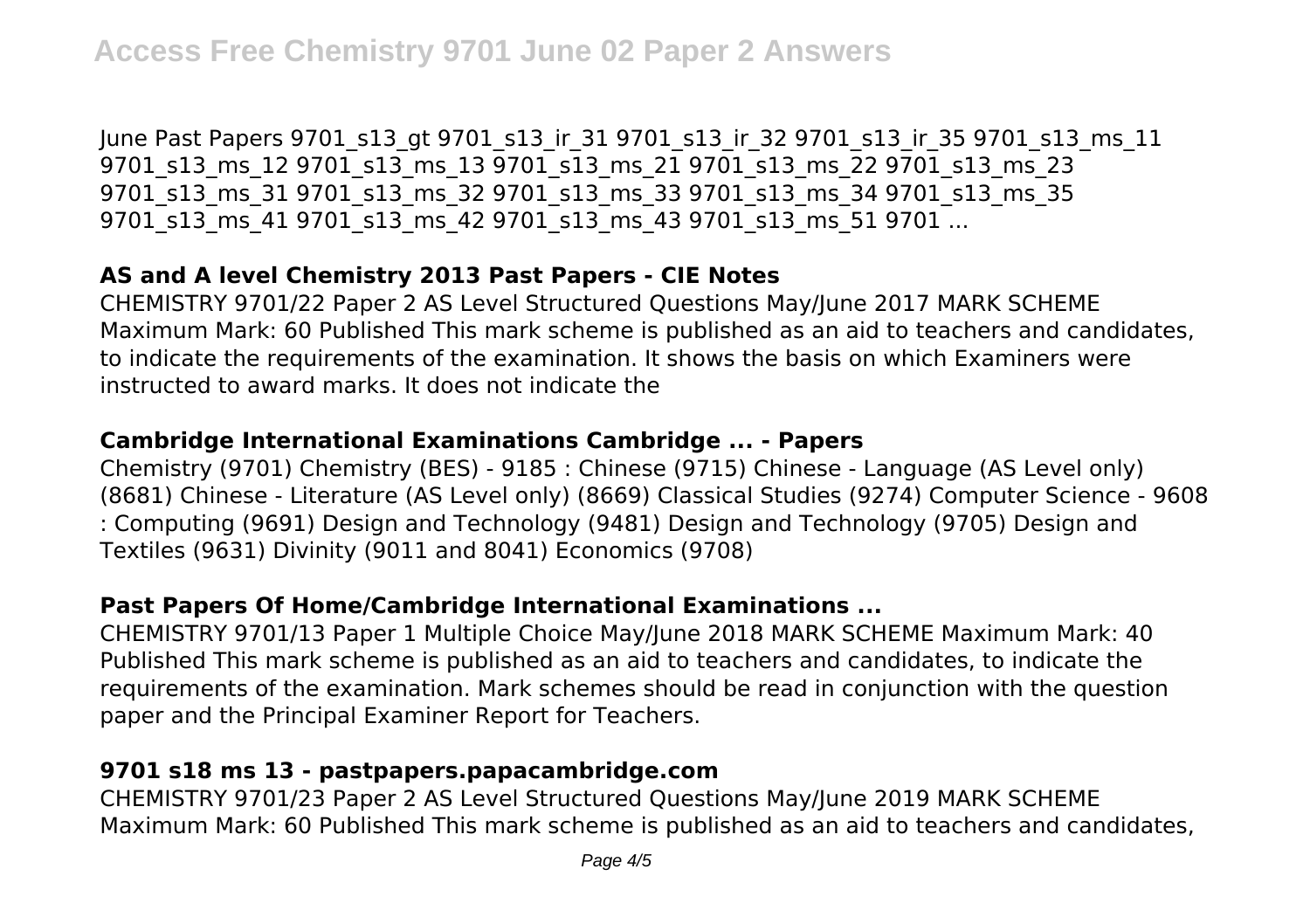June Past Papers 9701_s13_gt 9701_s13_ir_31 9701_s13_ir_32 9701_s13_ir_35 9701_s13_ms_11 9701_s13_ms_12 9701_s13_ms_13 9701_s13_ms_21 9701_s13_ms_22 9701_s13_ms_23 9701_s13_ms_31 9701_s13_ms_32 9701_s13_ms_33 9701_s13_ms_34 9701_s13_ms_35 9701_s13_ms_41 9701_s13_ms_42 9701_s13_ms_43 9701_s13_ms_51 9701 ...

## AS and A level Chemistry 2013 Past Papers - CIE Notes

CHEMISTRY 9701/22 Paper 2 AS Level Structured Questions May/June 2017 MARK SCHEME Maximum Mark: 60 Published This mark scheme is published as an aid to teachers and candidates, to indicate the requirements of the examination. It shows the basis on which Examiners were instructed to award marks. It does not indicate the

## Cambridge International Examinations Cambridge ... - Papers

Chemistry (9701) Chemistry (BES) - 9185 : Chinese (9715) Chinese - Language (AS Level only) (8681) Chinese - Literature (AS Level only) (8669) Classical Studies (9274) Computer Science - 9608 : Computing (9691) Design and Technology (9481) Design and Technology (9705) Design and Textiles (9631) Divinity (9011 and 8041) Economics (9708)

## Past Papers Of Home/Cambridge International Examinations ...

CHEMISTRY 9701/13 Paper 1 Multiple Choice May/June 2018 MARK SCHEME Maximum Mark: 40 Published This mark scheme is published as an aid to teachers and candidates, to indicate the requirements of the examination. Mark schemes should be read in conjunction with the question paper and the Principal Examiner Report for Teachers.

## 9701 s18 ms 13 - pastpapers.papacambridge.com

CHEMISTRY 9701/23 Paper 2 AS Level Structured Questions May/June 2019 MARK SCHEME Maximum Mark: 60 Published This mark scheme is published as an aid to teachers and candidates,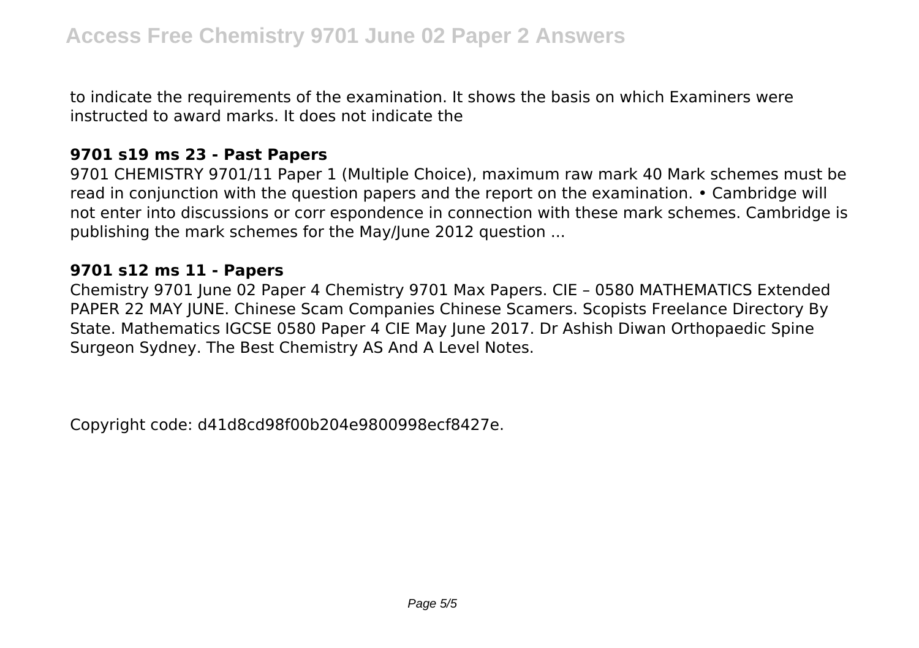to indicate the requirements of the examination. It shows the basis on which Examiners were instructed to award marks. It does not indicate the

**9701 s19 ms 23 - Past Papers**

9701 CHEMISTRY 9701/11 Paper 1 (Multiple Choice), maximum raw mark 40 Mark schemes must be read in conjunction with the question papers and the report on the examination. • Cambridge will not enter into discussions or corr espondence in connection with these mark schemes. Cambridge is publishing the mark schemes for the May/June 2012 question ...

**9701 s12 ms 11 - Papers**

Chemistry 9701 June 02 Paper 4 Chemistry 9701 Max Papers. CIE – 0580 MATHEMATICS Extended PAPER 22 MAY JUNE. Chinese Scam Companies Chinese Scamers. Scopists Freelance Directory By State. Mathematics IGCSE 0580 Paper 4 CIE May June 2017. Dr Ashish Diwan Orthopaedic Spine Surgeon Sydney. The Best Chemistry AS And A Level Notes.

Copyright code: d41d8cd98f00b204e9800998ecf8427e.